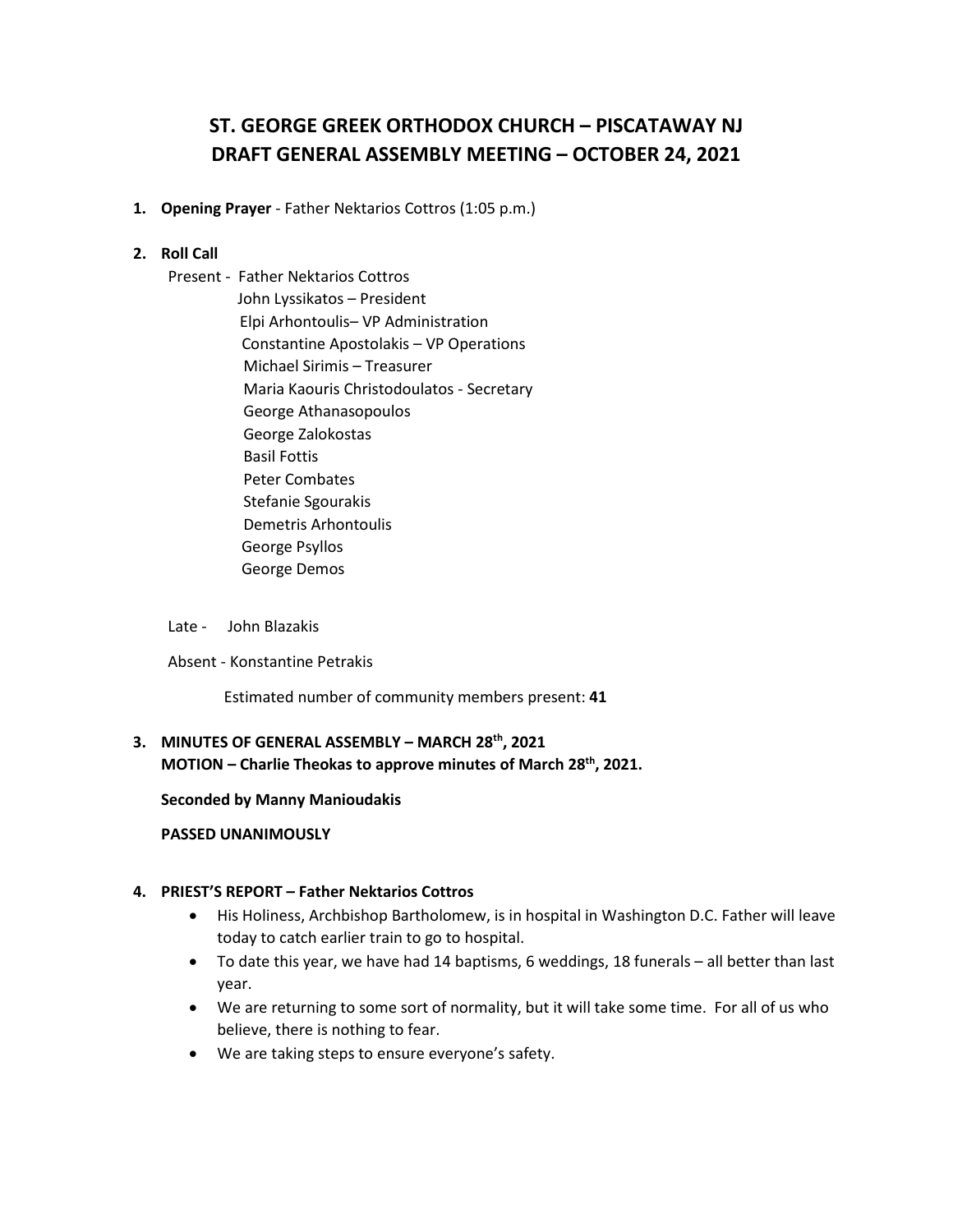# ST. GEORGE GREEK ORTHODOX CHURCH – PISCATAWAY NJ
# DRAFT GENERAL ASSEMBLY MEETING – OCTOBER 24, 2021

1. **Opening Prayer** - Father Nektarios Cottros (1:05 p.m.)

2. **Roll Call**

   Present - Father Nektarios Cottros
   John Lyssikatos – President
   Elpi Arhontoulis– VP Administration
   Constantine Apostolakis – VP Operations
   Michael Sirimis – Treasurer
   Maria Kaouris Christodoulatos - Secretary
   George Athanasopoulos
   George Zalokostas
   Basil Fottis
   Peter Combates
   Stefanie Sgourakis
   Demetris Arhontoulis
   George Psyllos
   George Demos

   Late - John Blazakis

   Absent - Konstantine Petrakis

   Estimated number of community members present: **41**

3. **MINUTES OF GENERAL ASSEMBLY – MARCH 28th, 2021**
   **MOTION – Charlie Theokas to approve minutes of March 28th, 2021.**

   **Seconded by Manny Manioudakis**

   **PASSED UNANIMOUSLY**

4. **PRIEST'S REPORT – Father Nektarios Cottros**
   - His Holiness, Archbishop Bartholomew, is in hospital in Washington D.C. Father will leave today to catch earlier train to go to hospital.
   - To date this year, we have had 14 baptisms, 6 weddings, 18 funerals – all better than last year.
   - We are returning to some sort of normality, but it will take some time. For all of us who believe, there is nothing to fear.
   - We are taking steps to ensure everyone's safety.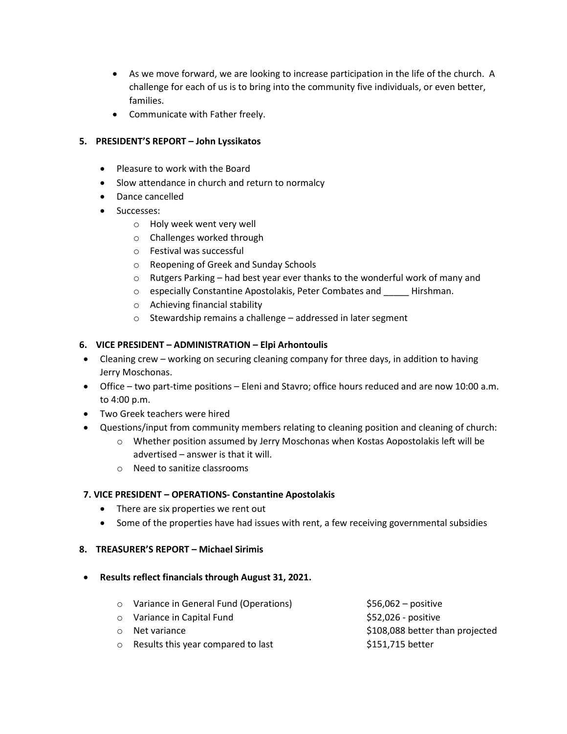- As we move forward, we are looking to increase participation in the life of the church. A challenge for each of us is to bring into the community five individuals, or even better, families.
- Communicate with Father freely.

**5. PRESIDENT'S REPORT – John Lyssikatos**

- Pleasure to work with the Board
- Slow attendance in church and return to normalcy
- Dance cancelled
- Successes:
  - Holy week went very well
  - Challenges worked through
  - Festival was successful
  - Reopening of Greek and Sunday Schools
  - Rutgers Parking – had best year ever thanks to the wonderful work of many and
  - especially Constantine Apostolakis, Peter Combates and _____ Hirshman.
  - Achieving financial stability
  - Stewardship remains a challenge – addressed in later segment

**6. VICE PRESIDENT – ADMINISTRATION – Elpi Arhontoulis**

- Cleaning crew – working on securing cleaning company for three days, in addition to having Jerry Moschonas.
- Office – two part-time positions – Eleni and Stavro; office hours reduced and are now 10:00 a.m. to 4:00 p.m.
- Two Greek teachers were hired
- Questions/input from community members relating to cleaning position and cleaning of church:
  - Whether position assumed by Jerry Moschonas when Kostas Aopostolakis left will be advertised – answer is that it will.
  - Need to sanitize classrooms

**7. VICE PRESIDENT – OPERATIONS- Constantine Apostolakis**

- There are six properties we rent out
- Some of the properties have had issues with rent, a few receiving governmental subsidies

**8. TREASURER'S REPORT – Michael Sirimis**

- **Results reflect financials through August 31, 2021.**
  - Variance in General Fund (Operations) — $56,062 – positive
  - Variance in Capital Fund — $52,026 - positive
  - Net variance — $108,088 better than projected
  - Results this year compared to last — $151,715 better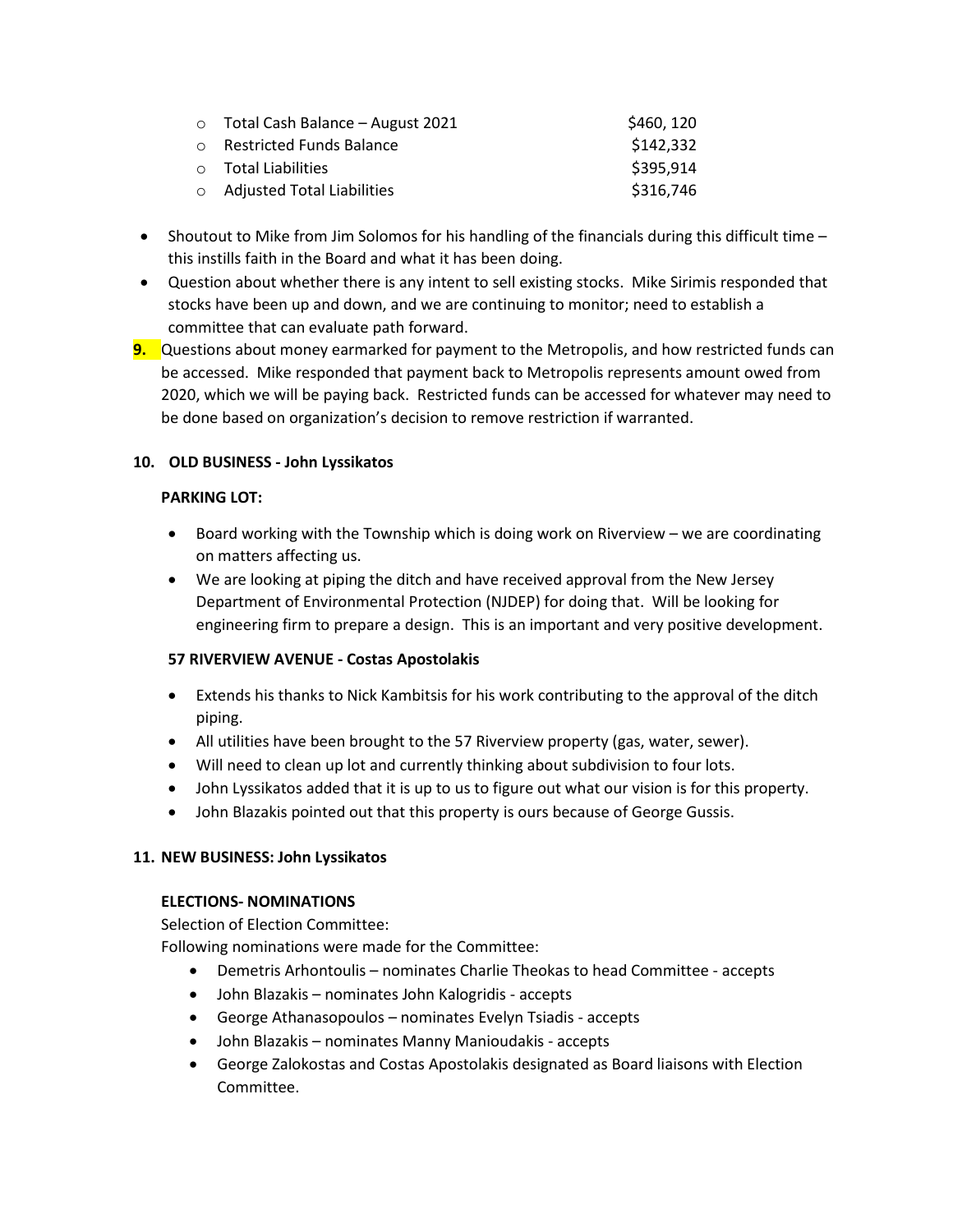- Total Cash Balance – August 2021 $460, 120
- Restricted Funds Balance $142,332
- Total Liabilities $395,914
- Adjusted Total Liabilities $316,746

- Shoutout to Mike from Jim Solomos for his handling of the financials during this difficult time – this instills faith in the Board and what it has been doing.
- Question about whether there is any intent to sell existing stocks. Mike Sirimis responded that stocks have been up and down, and we are continuing to monitor; need to establish a committee that can evaluate path forward.

**9.** Questions about money earmarked for payment to the Metropolis, and how restricted funds can be accessed. Mike responded that payment back to Metropolis represents amount owed from 2020, which we will be paying back. Restricted funds can be accessed for whatever may need to be done based on organization's decision to remove restriction if warranted.

**10. OLD BUSINESS - John Lyssikatos**

**PARKING LOT:**

- Board working with the Township which is doing work on Riverview – we are coordinating on matters affecting us.
- We are looking at piping the ditch and have received approval from the New Jersey Department of Environmental Protection (NJDEP) for doing that. Will be looking for engineering firm to prepare a design. This is an important and very positive development.

**57 RIVERVIEW AVENUE - Costas Apostolakis**

- Extends his thanks to Nick Kambitsis for his work contributing to the approval of the ditch piping.
- All utilities have been brought to the 57 Riverview property (gas, water, sewer).
- Will need to clean up lot and currently thinking about subdivision to four lots.
- John Lyssikatos added that it is up to us to figure out what our vision is for this property.
- John Blazakis pointed out that this property is ours because of George Gussis.

**11. NEW BUSINESS: John Lyssikatos**

**ELECTIONS- NOMINATIONS**

Selection of Election Committee:

Following nominations were made for the Committee:

- Demetris Arhontoulis – nominates Charlie Theokas to head Committee - accepts
- John Blazakis – nominates John Kalogridis - accepts
- George Athanasopoulos – nominates Evelyn Tsiadis - accepts
- John Blazakis – nominates Manny Manioudakis - accepts
- George Zalokostas and Costas Apostolakis designated as Board liaisons with Election Committee.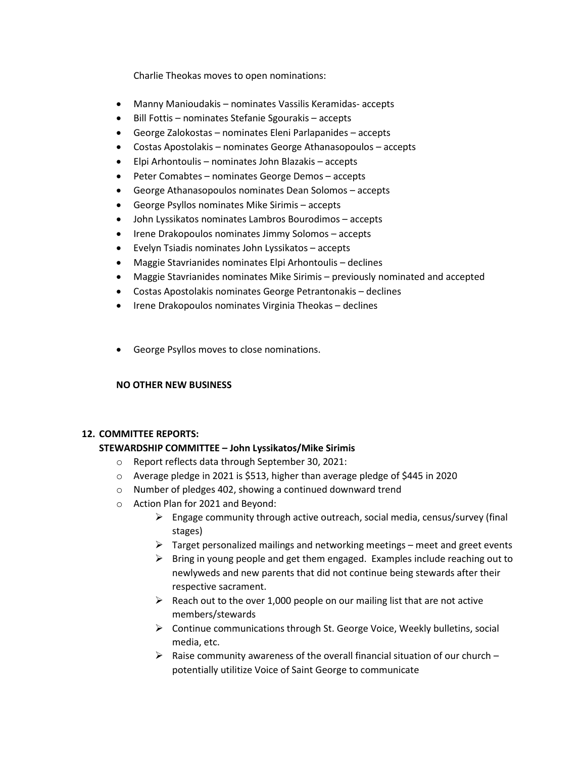Charlie Theokas moves to open nominations:

- Manny Manioudakis – nominates Vassilis Keramidas- accepts
- Bill Fottis – nominates Stefanie Sgourakis – accepts
- George Zalokostas – nominates Eleni Parlapanides – accepts
- Costas Apostolakis – nominates George Athanasopoulos – accepts
- Elpi Arhontoulis – nominates John Blazakis – accepts
- Peter Comabtes – nominates George Demos – accepts
- George Athanasopoulos nominates Dean Solomos – accepts
- George Psyllos nominates Mike Sirimis – accepts
- John Lyssikatos nominates Lambros Bourodimos – accepts
- Irene Drakopoulos nominates Jimmy Solomos – accepts
- Evelyn Tsiadis nominates John Lyssikatos – accepts
- Maggie Stavrianides nominates Elpi Arhontoulis – declines
- Maggie Stavrianides nominates Mike Sirimis – previously nominated and accepted
- Costas Apostolakis nominates George Petrantonakis – declines
- Irene Drakopoulos nominates Virginia Theokas – declines

- George Psyllos moves to close nominations.

**NO OTHER NEW BUSINESS**

**12. COMMITTEE REPORTS:**

**STEWARDSHIP COMMITTEE – John Lyssikatos/Mike Sirimis**

- Report reflects data through September 30, 2021:
- Average pledge in 2021 is $513, higher than average pledge of $445 in 2020
- Number of pledges 402, showing a continued downward trend
- Action Plan for 2021 and Beyond:
  - Engage community through active outreach, social media, census/survey (final stages)
  - Target personalized mailings and networking meetings – meet and greet events
  - Bring in young people and get them engaged. Examples include reaching out to newlyweds and new parents that did not continue being stewards after their respective sacrament.
  - Reach out to the over 1,000 people on our mailing list that are not active members/stewards
  - Continue communications through St. George Voice, Weekly bulletins, social media, etc.
  - Raise community awareness of the overall financial situation of our church – potentially utilitize Voice of Saint George to communicate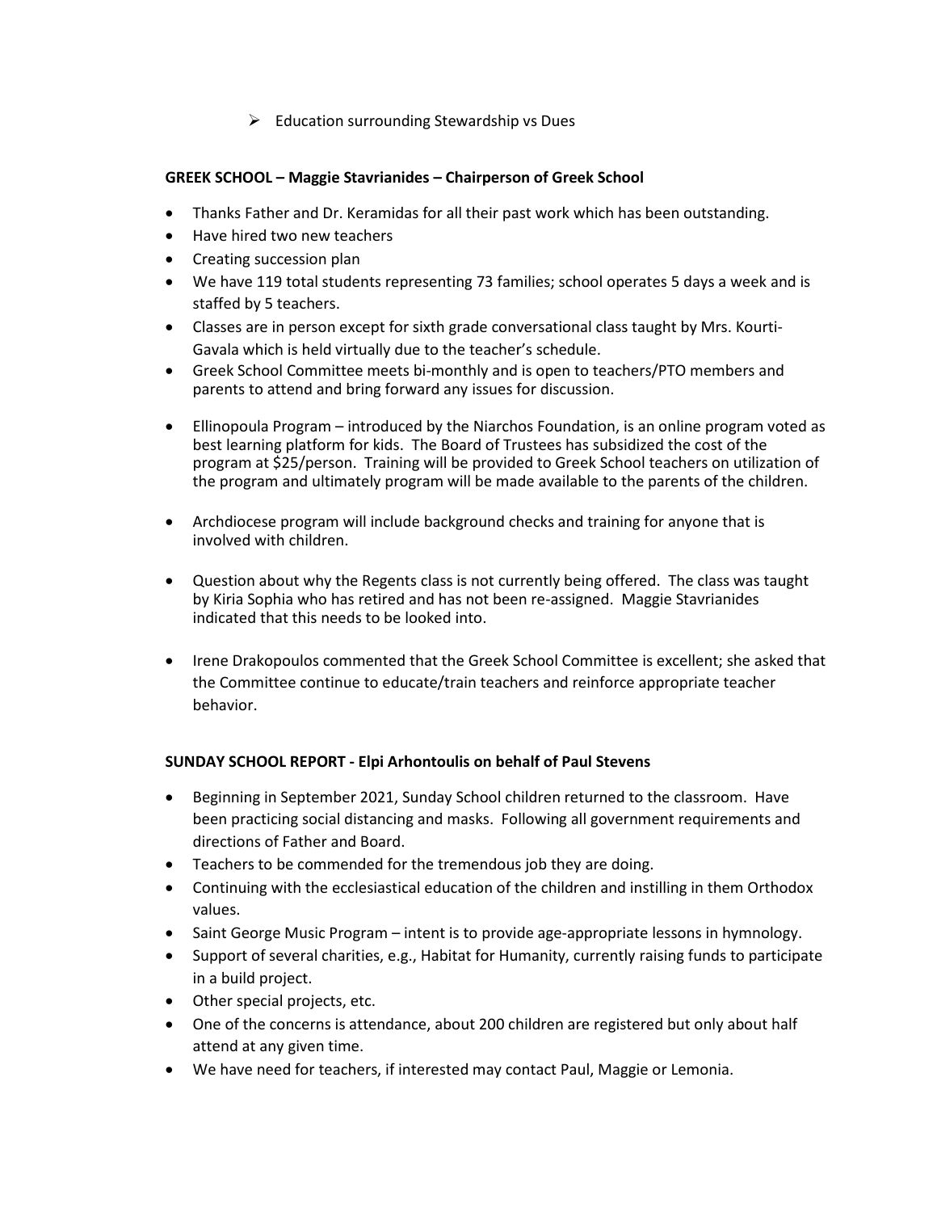- Education surrounding Stewardship vs Dues

**GREEK SCHOOL – Maggie Stavrianides – Chairperson of Greek School**

- Thanks Father and Dr. Keramidas for all their past work which has been outstanding.
- Have hired two new teachers
- Creating succession plan
- We have 119 total students representing 73 families; school operates 5 days a week and is staffed by 5 teachers.
- Classes are in person except for sixth grade conversational class taught by Mrs. Kourti-Gavala which is held virtually due to the teacher's schedule.
- Greek School Committee meets bi-monthly and is open to teachers/PTO members and parents to attend and bring forward any issues for discussion.
- Ellinopoula Program – introduced by the Niarchos Foundation, is an online program voted as best learning platform for kids. The Board of Trustees has subsidized the cost of the program at $25/person. Training will be provided to Greek School teachers on utilization of the program and ultimately program will be made available to the parents of the children.
- Archdiocese program will include background checks and training for anyone that is involved with children.
- Question about why the Regents class is not currently being offered. The class was taught by Kiria Sophia who has retired and has not been re-assigned. Maggie Stavrianides indicated that this needs to be looked into.
- Irene Drakopoulos commented that the Greek School Committee is excellent; she asked that the Committee continue to educate/train teachers and reinforce appropriate teacher behavior.

**SUNDAY SCHOOL REPORT - Elpi Arhontoulis on behalf of Paul Stevens**

- Beginning in September 2021, Sunday School children returned to the classroom. Have been practicing social distancing and masks. Following all government requirements and directions of Father and Board.
- Teachers to be commended for the tremendous job they are doing.
- Continuing with the ecclesiastical education of the children and instilling in them Orthodox values.
- Saint George Music Program – intent is to provide age-appropriate lessons in hymnology.
- Support of several charities, e.g., Habitat for Humanity, currently raising funds to participate in a build project.
- Other special projects, etc.
- One of the concerns is attendance, about 200 children are registered but only about half attend at any given time.
- We have need for teachers, if interested may contact Paul, Maggie or Lemonia.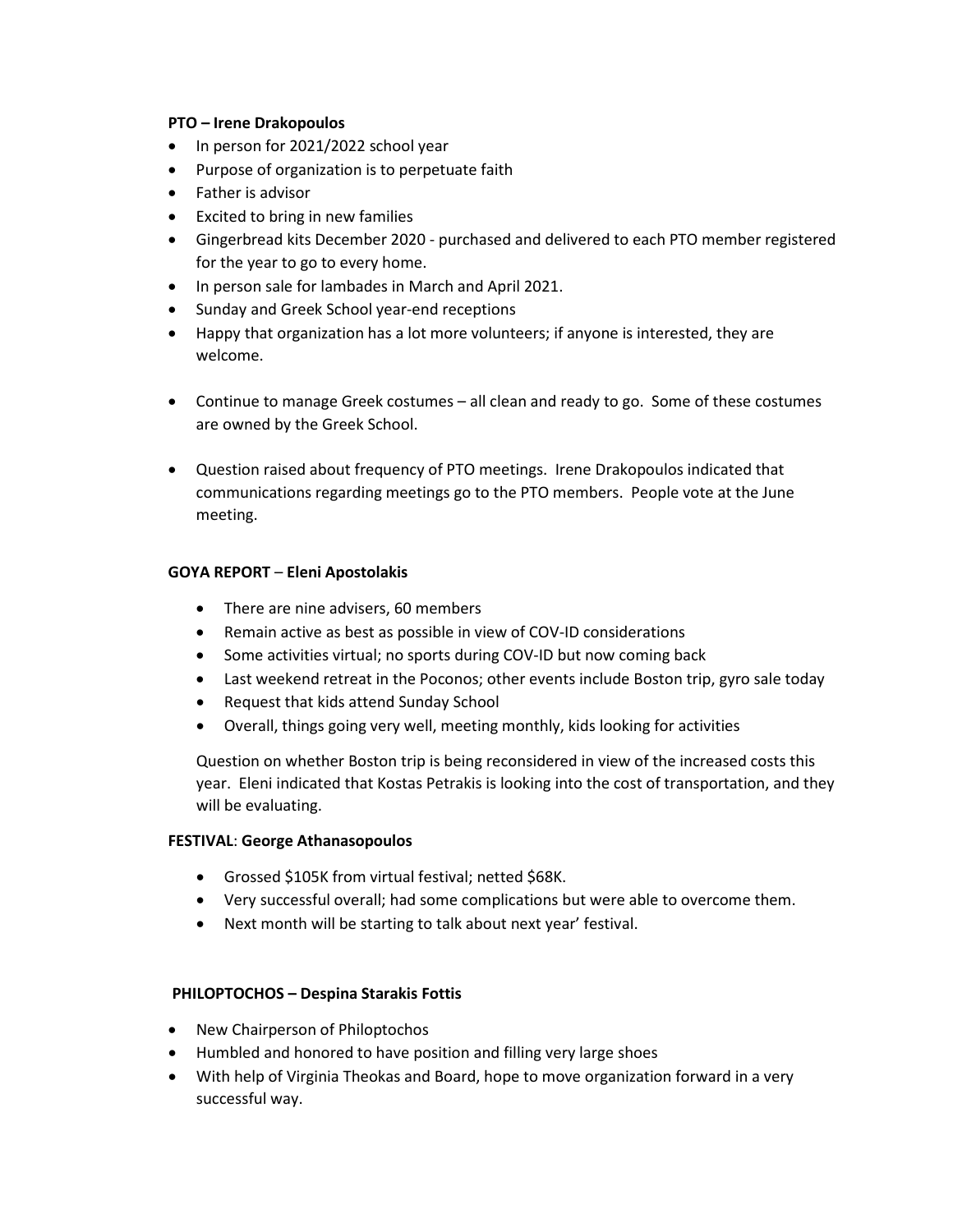**PTO – Irene Drakopoulos**

- In person for 2021/2022 school year
- Purpose of organization is to perpetuate faith
- Father is advisor
- Excited to bring in new families
- Gingerbread kits December 2020 - purchased and delivered to each PTO member registered for the year to go to every home.
- In person sale for lambades in March and April 2021.
- Sunday and Greek School year-end receptions
- Happy that organization has a lot more volunteers; if anyone is interested, they are welcome.
- Continue to manage Greek costumes – all clean and ready to go. Some of these costumes are owned by the Greek School.
- Question raised about frequency of PTO meetings. Irene Drakopoulos indicated that communications regarding meetings go to the PTO members. People vote at the June meeting.

**GOYA REPORT** – **Eleni Apostolakis**

- There are nine advisers, 60 members
- Remain active as best as possible in view of COV-ID considerations
- Some activities virtual; no sports during COV-ID but now coming back
- Last weekend retreat in the Poconos; other events include Boston trip, gyro sale today
- Request that kids attend Sunday School
- Overall, things going very well, meeting monthly, kids looking for activities

Question on whether Boston trip is being reconsidered in view of the increased costs this year. Eleni indicated that Kostas Petrakis is looking into the cost of transportation, and they will be evaluating.

**FESTIVAL**: **George Athanasopoulos**

- Grossed $105K from virtual festival; netted $68K.
- Very successful overall; had some complications but were able to overcome them.
- Next month will be starting to talk about next year' festival.

**PHILOPTOCHOS – Despina Starakis Fottis**

- New Chairperson of Philoptochos
- Humbled and honored to have position and filling very large shoes
- With help of Virginia Theokas and Board, hope to move organization forward in a very successful way.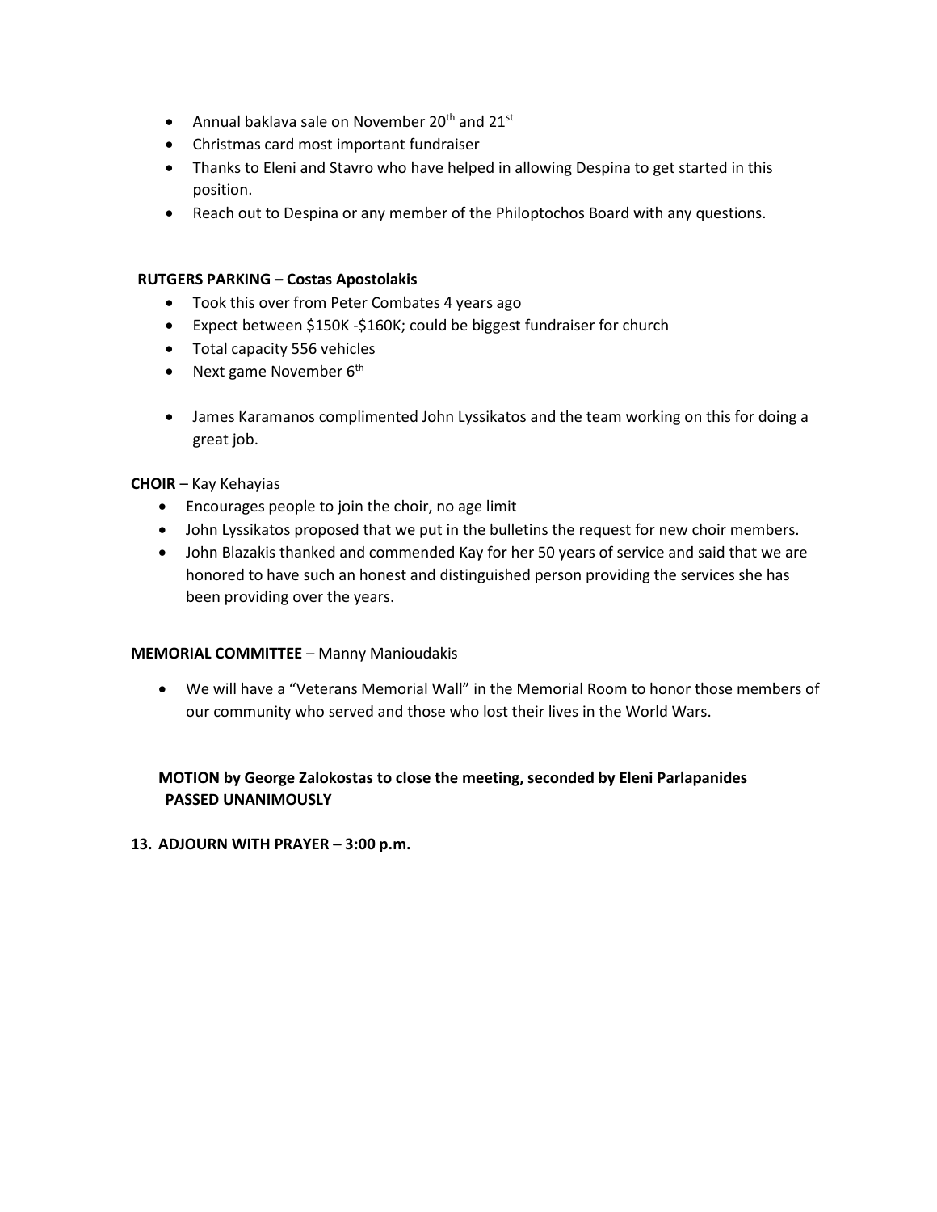- Annual baklava sale on November 20th and 21st
- Christmas card most important fundraiser
- Thanks to Eleni and Stavro who have helped in allowing Despina to get started in this position.
- Reach out to Despina or any member of the Philoptochos Board with any questions.

**RUTGERS PARKING – Costas Apostolakis**

- Took this over from Peter Combates 4 years ago
- Expect between $150K -$160K; could be biggest fundraiser for church
- Total capacity 556 vehicles
- Next game November 6th

- James Karamanos complimented John Lyssikatos and the team working on this for doing a great job.

**CHOIR** – Kay Kehayias

- Encourages people to join the choir, no age limit
- John Lyssikatos proposed that we put in the bulletins the request for new choir members.
- John Blazakis thanked and commended Kay for her 50 years of service and said that we are honored to have such an honest and distinguished person providing the services she has been providing over the years.

**MEMORIAL COMMITTEE** – Manny Manioudakis

- We will have a "Veterans Memorial Wall" in the Memorial Room to honor those members of our community who served and those who lost their lives in the World Wars.

**MOTION by George Zalokostas to close the meeting, seconded by Eleni Parlapanides PASSED UNANIMOUSLY**

**13. ADJOURN WITH PRAYER – 3:00 p.m.**